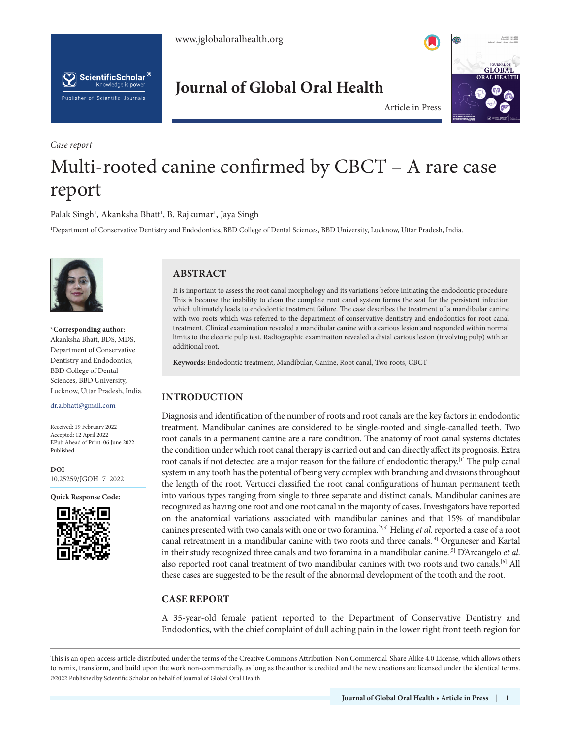*Case report*

# Multi-rooted canine confirmed by CBCT – A rare case report

Palak Singh[1], Akanksha Bhatt[1], B. Rajkumar[1], Jaya Singh[1]

[1]Department of Conservative Dentistry and Endodontics, BBD College of Dental Sciences, BBD University, Lucknow, Uttar Pradesh, India.

**\*Corresponding author:**
Akanksha Bhatt, BDS, MDS, Department of Conservative Dentistry and Endodontics, BBD College of Dental Sciences, BBD University, Lucknow, Uttar Pradesh, India.

dr.a.bhatt@gmail.com

Received: 19 February 2022
Accepted: 12 April 2022
EPub Ahead of Print: 06 June 2022
Published:

**DOI**
10.25259/JGOH_7_2022

**Quick Response Code:**

## ABSTRACT

It is important to assess the root canal morphology and its variations before initiating the endodontic procedure. This is because the inability to clean the complete root canal system forms the seat for the persistent infection which ultimately leads to endodontic treatment failure. The case describes the treatment of a mandibular canine with two roots which was referred to the department of conservative dentistry and endodontics for root canal treatment. Clinical examination revealed a mandibular canine with a carious lesion and responded within normal limits to the electric pulp test. Radiographic examination revealed a distal carious lesion (involving pulp) with an additional root.

**Keywords:** Endodontic treatment, Mandibular, Canine, Root canal, Two roots, CBCT

## INTRODUCTION

Diagnosis and identification of the number of roots and root canals are the key factors in endodontic treatment. Mandibular canines are considered to be single-rooted and single-canalled teeth. Two root canals in a permanent canine are a rare condition. The anatomy of root canal systems dictates the condition under which root canal therapy is carried out and can directly affect its prognosis. Extra root canals if not detected are a major reason for the failure of endodontic therapy.[1] The pulp canal system in any tooth has the potential of being very complex with branching and divisions throughout the length of the root. Vertucci classified the root canal configurations of human permanent teeth into various types ranging from single to three separate and distinct canals. Mandibular canines are recognized as having one root and one root canal in the majority of cases. Investigators have reported on the anatomical variations associated with mandibular canines and that 15% of mandibular canines presented with two canals with one or two foramina.[2,3] Heling *et al*. reported a case of a root canal retreatment in a mandibular canine with two roots and three canals.[4] Orguneser and Kartal in their study recognized three canals and two foramina in a mandibular canine.[5] D'Arcangelo *et al*. also reported root canal treatment of two mandibular canines with two roots and two canals.[6] All these cases are suggested to be the result of the abnormal development of the tooth and the root.

## CASE REPORT

A 35-year-old female patient reported to the Department of Conservative Dentistry and Endodontics, with the chief complaint of dull aching pain in the lower right front teeth region for

This is an open-access article distributed under the terms of the Creative Commons Attribution-Non Commercial-Share Alike 4.0 License, which allows others to remix, transform, and build upon the work non-commercially, as long as the author is credited and the new creations are licensed under the identical terms.
©2022 Published by Scientific Scholar on behalf of Journal of Global Oral Health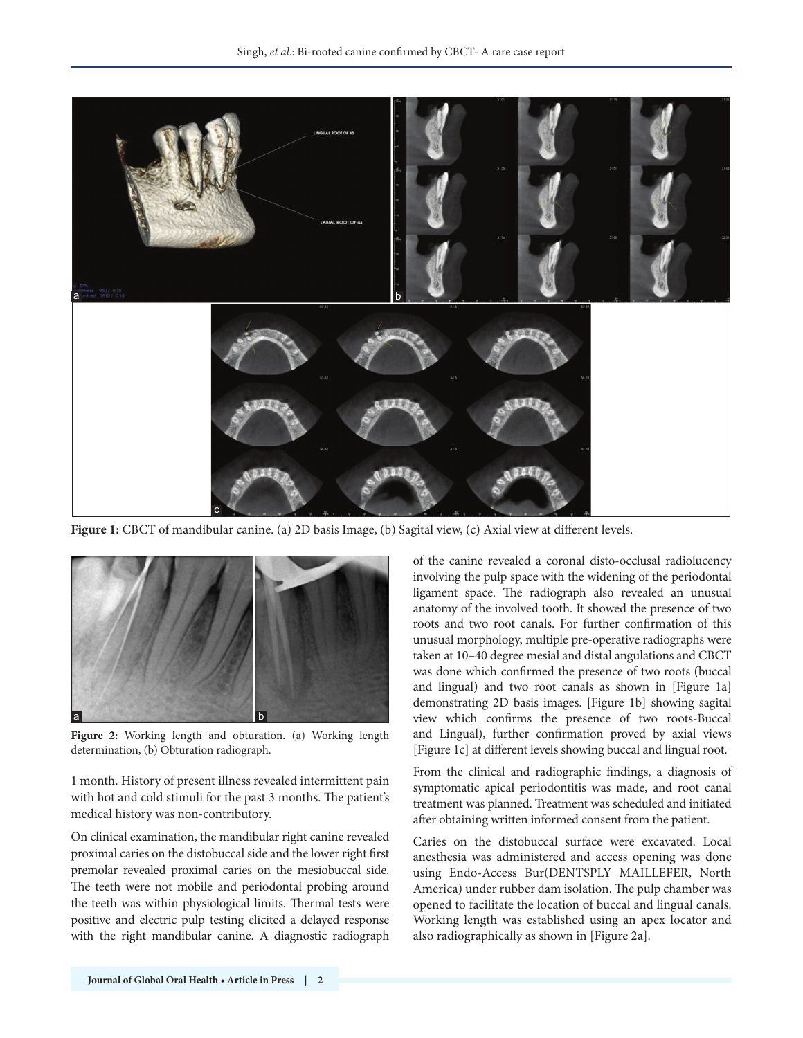**Figure 1:** CBCT of mandibular canine. (a) 2D basis Image, (b) Sagital view, (c) Axial view at different levels.

**Figure 2:** Working length and obturation. (a) Working length determination, (b) Obturation radiograph.

1 month. History of present illness revealed intermittent pain with hot and cold stimuli for the past 3 months. The patient's medical history was non-contributory.

On clinical examination, the mandibular right canine revealed proximal caries on the distobuccal side and the lower right first premolar revealed proximal caries on the mesiobuccal side. The teeth were not mobile and periodontal probing around the teeth was within physiological limits. Thermal tests were positive and electric pulp testing elicited a delayed response with the right mandibular canine. A diagnostic radiograph of the canine revealed a coronal disto-occlusal radiolucency involving the pulp space with the widening of the periodontal ligament space. The radiograph also revealed an unusual anatomy of the involved tooth. It showed the presence of two roots and two root canals. For further confirmation of this unusual morphology, multiple pre-operative radiographs were taken at 10–40 degree mesial and distal angulations and CBCT was done which confirmed the presence of two roots (buccal and lingual) and two root canals as shown in [Figure 1a] demonstrating 2D basis images. [Figure 1b] showing sagital view which confirms the presence of two roots-Buccal and Lingual), further confirmation proved by axial views [Figure 1c] at different levels showing buccal and lingual root.

From the clinical and radiographic findings, a diagnosis of symptomatic apical periodontitis was made, and root canal treatment was planned. Treatment was scheduled and initiated after obtaining written informed consent from the patient.

Caries on the distobuccal surface were excavated. Local anesthesia was administered and access opening was done using Endo-Access Bur(DENTSPLY MAILLEFER, North America) under rubber dam isolation. The pulp chamber was opened to facilitate the location of buccal and lingual canals. Working length was established using an apex locator and also radiographically as shown in [Figure 2a].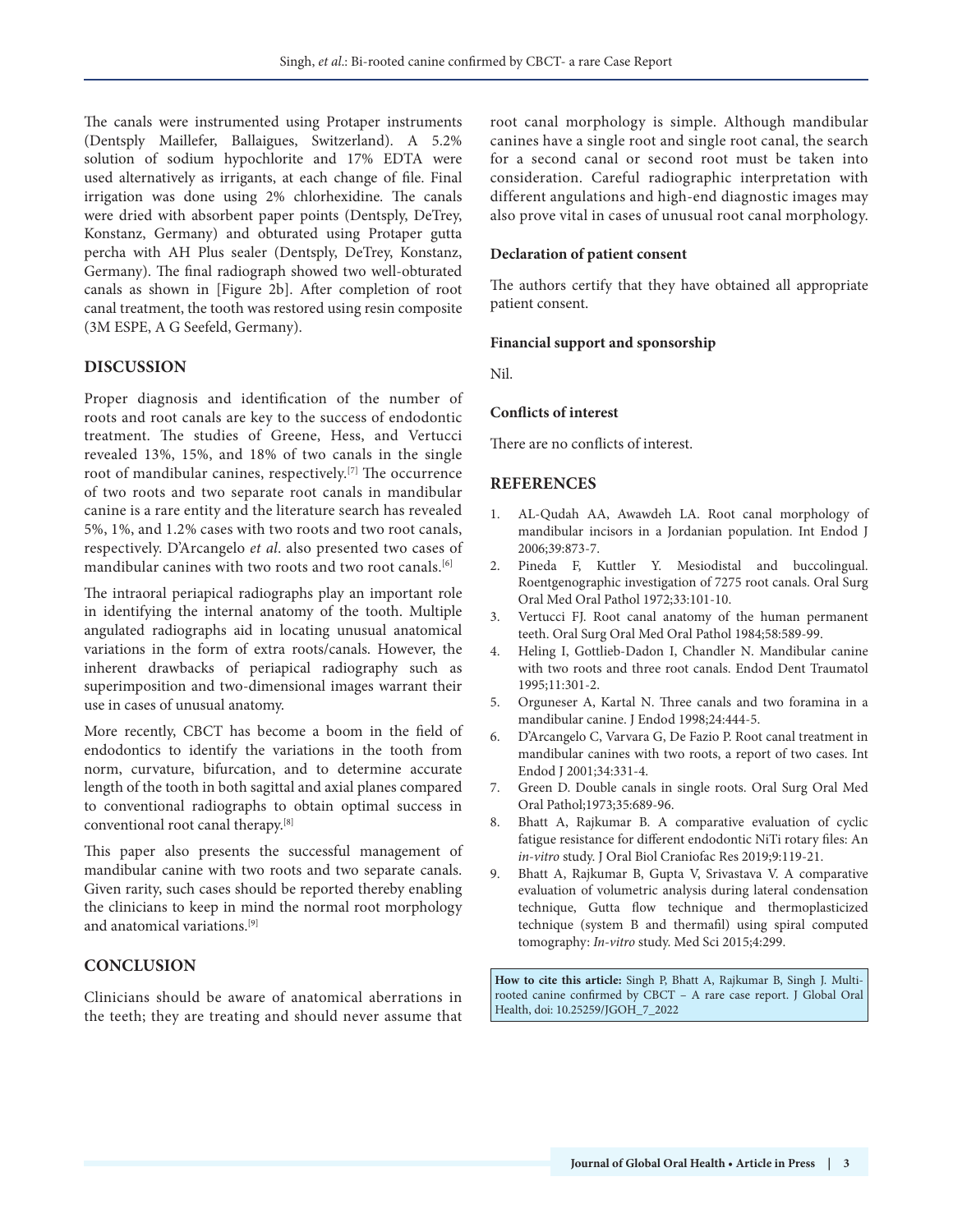The canals were instrumented using Protaper instruments (Dentsply Maillefer, Ballaigues, Switzerland). A 5.2% solution of sodium hypochlorite and 17% EDTA were used alternatively as irrigants, at each change of file. Final irrigation was done using 2% chlorhexidine. The canals were dried with absorbent paper points (Dentsply, DeTrey, Konstanz, Germany) and obturated using Protaper gutta percha with AH Plus sealer (Dentsply, DeTrey, Konstanz, Germany). The final radiograph showed two well-obturated canals as shown in [Figure 2b]. After completion of root canal treatment, the tooth was restored using resin composite (3M ESPE, A G Seefeld, Germany).

## DISCUSSION

Proper diagnosis and identification of the number of roots and root canals are key to the success of endodontic treatment. The studies of Greene, Hess, and Vertucci revealed 13%, 15%, and 18% of two canals in the single root of mandibular canines, respectively.[7] The occurrence of two roots and two separate root canals in mandibular canine is a rare entity and the literature search has revealed 5%, 1%, and 1.2% cases with two roots and two root canals, respectively. D'Arcangelo *et al*. also presented two cases of mandibular canines with two roots and two root canals.[6]

The intraoral periapical radiographs play an important role in identifying the internal anatomy of the tooth. Multiple angulated radiographs aid in locating unusual anatomical variations in the form of extra roots/canals. However, the inherent drawbacks of periapical radiography such as superimposition and two-dimensional images warrant their use in cases of unusual anatomy.

More recently, CBCT has become a boom in the field of endodontics to identify the variations in the tooth from norm, curvature, bifurcation, and to determine accurate length of the tooth in both sagittal and axial planes compared to conventional radiographs to obtain optimal success in conventional root canal therapy.[8]

This paper also presents the successful management of mandibular canine with two roots and two separate canals. Given rarity, such cases should be reported thereby enabling the clinicians to keep in mind the normal root morphology and anatomical variations.[9]

## CONCLUSION

Clinicians should be aware of anatomical aberrations in the teeth; they are treating and should never assume that root canal morphology is simple. Although mandibular canines have a single root and single root canal, the search for a second canal or second root must be taken into consideration. Careful radiographic interpretation with different angulations and high-end diagnostic images may also prove vital in cases of unusual root canal morphology.

### Declaration of patient consent

The authors certify that they have obtained all appropriate patient consent.

### Financial support and sponsorship

Nil.

### Conflicts of interest

There are no conflicts of interest.

## REFERENCES

1. AL-Qudah AA, Awawdeh LA. Root canal morphology of mandibular incisors in a Jordanian population. Int Endod J 2006;39:873-7.
2. Pineda F, Kuttler Y. Mesiodistal and buccolingual. Roentgenographic investigation of 7275 root canals. Oral Surg Oral Med Oral Pathol 1972;33:101-10.
3. Vertucci FJ. Root canal anatomy of the human permanent teeth. Oral Surg Oral Med Oral Pathol 1984;58:589-99.
4. Heling I, Gottlieb-Dadon I, Chandler N. Mandibular canine with two roots and three root canals. Endod Dent Traumatol 1995;11:301-2.
5. Orguneser A, Kartal N. Three canals and two foramina in a mandibular canine. J Endod 1998;24:444-5.
6. D'Arcangelo C, Varvara G, De Fazio P. Root canal treatment in mandibular canines with two roots, a report of two cases. Int Endod J 2001;34:331-4.
7. Green D. Double canals in single roots. Oral Surg Oral Med Oral Pathol;1973;35:689-96.
8. Bhatt A, Rajkumar B. A comparative evaluation of cyclic fatigue resistance for different endodontic NiTi rotary files: An *in-vitro* study. J Oral Biol Craniofac Res 2019;9:119-21.
9. Bhatt A, Rajkumar B, Gupta V, Srivastava V. A comparative evaluation of volumetric analysis during lateral condensation technique, Gutta flow technique and thermoplasticized technique (system B and thermafil) using spiral computed tomography: *In-vitro* study. Med Sci 2015;4:299.

**How to cite this article:** Singh P, Bhatt A, Rajkumar B, Singh J. Multi-rooted canine confirmed by CBCT – A rare case report. J Global Oral Health, doi: 10.25259/JGOH_7_2022